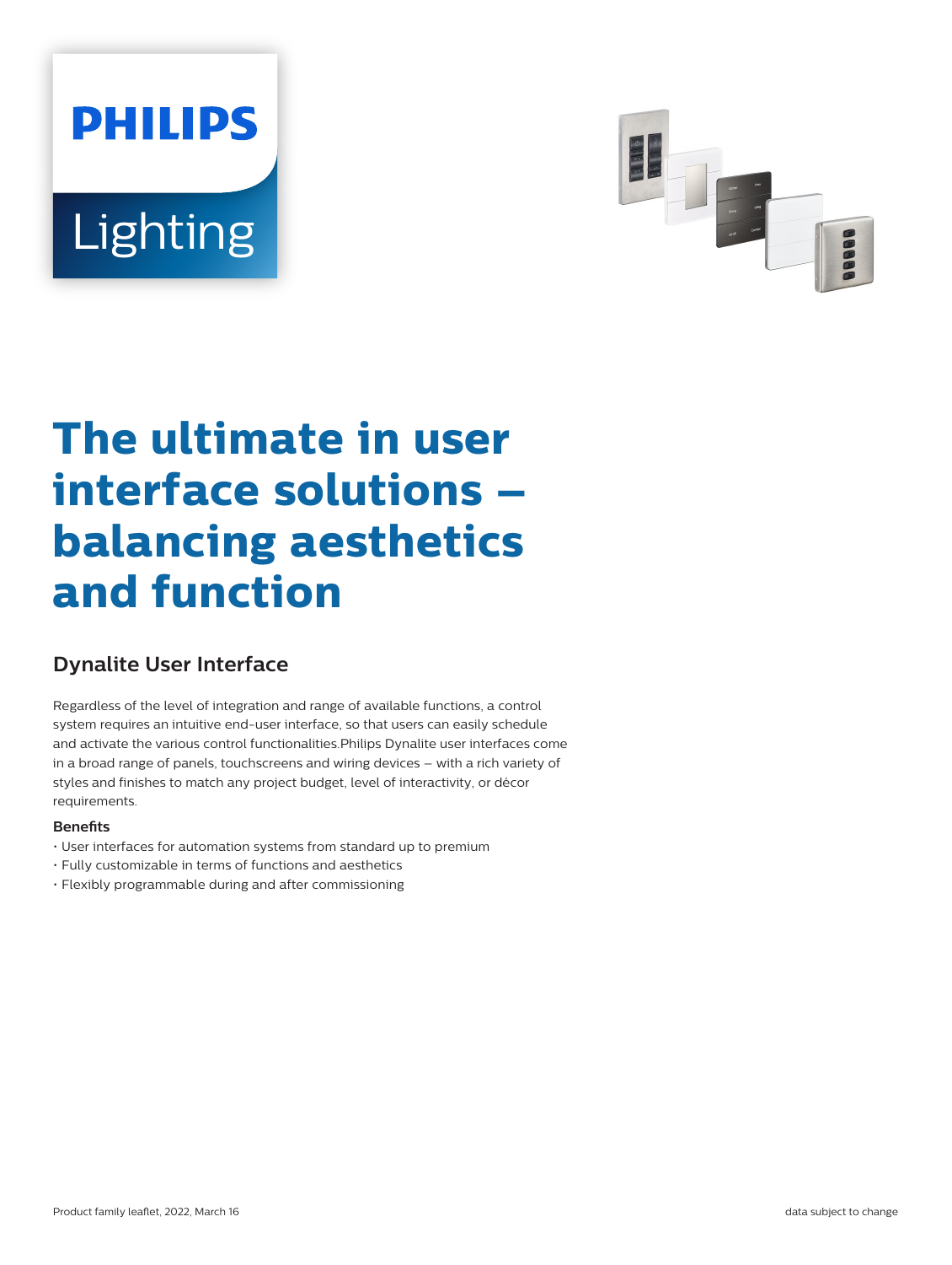# The ultimate in user interface solutions – balancing aesthetics and function

## Dynalite User Interface

Regardless of the level of integration and range of available functions, a control system requires an intuitive end-user interface, so that users can easily schedule and activate the various control functionalities.Philips Dynalite user interfaces come in a broad range of panels, touchscreens and wiring devices – with a rich variety of styles and finishes to match any project budget, level of interactivity, or décor requirements.

**Benefits**

- User interfaces for automation systems from standard up to premium
- Fully customizable in terms of functions and aesthetics
- Flexibly programmable during and after commissioning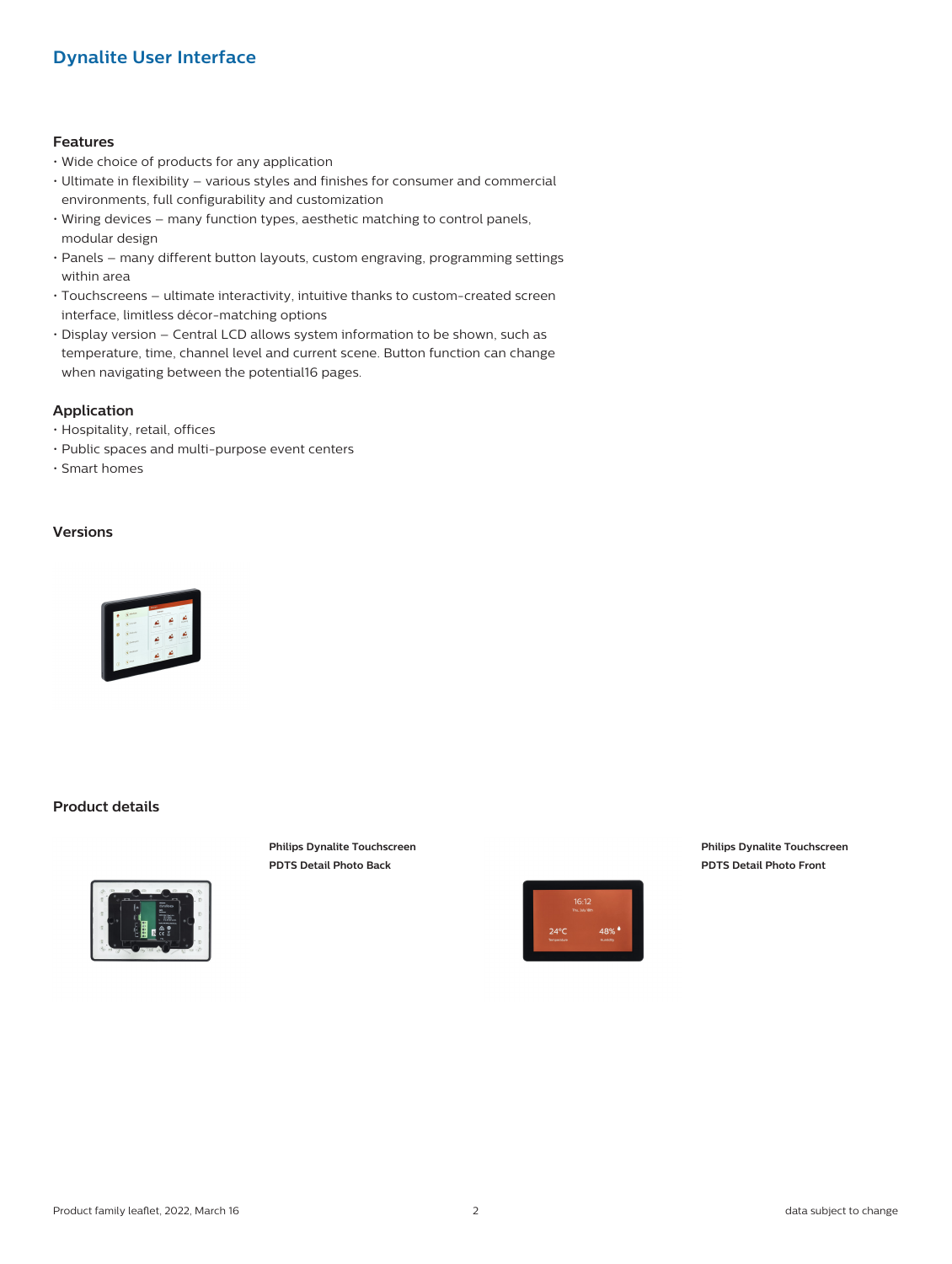# Dynalite User Interface

### Features

- Wide choice of products for any application
- Ultimate in flexibility – various styles and finishes for consumer and commercial environments, full configurability and customization
- Wiring devices – many function types, aesthetic matching to control panels, modular design
- Panels – many different button layouts, custom engraving, programming settings within area
- Touchscreens – ultimate interactivity, intuitive thanks to custom-created screen interface, limitless décor-matching options
- Display version – Central LCD allows system information to be shown, such as temperature, time, channel level and current scene. Button function can change when navigating between the potential16 pages.

### Application

- Hospitality, retail, offices
- Public spaces and multi-purpose event centers
- Smart homes

### Versions

### Product details

**Philips Dynalite Touchscreen PDTS Detail Photo Back**

**Philips Dynalite Touchscreen PDTS Detail Photo Front**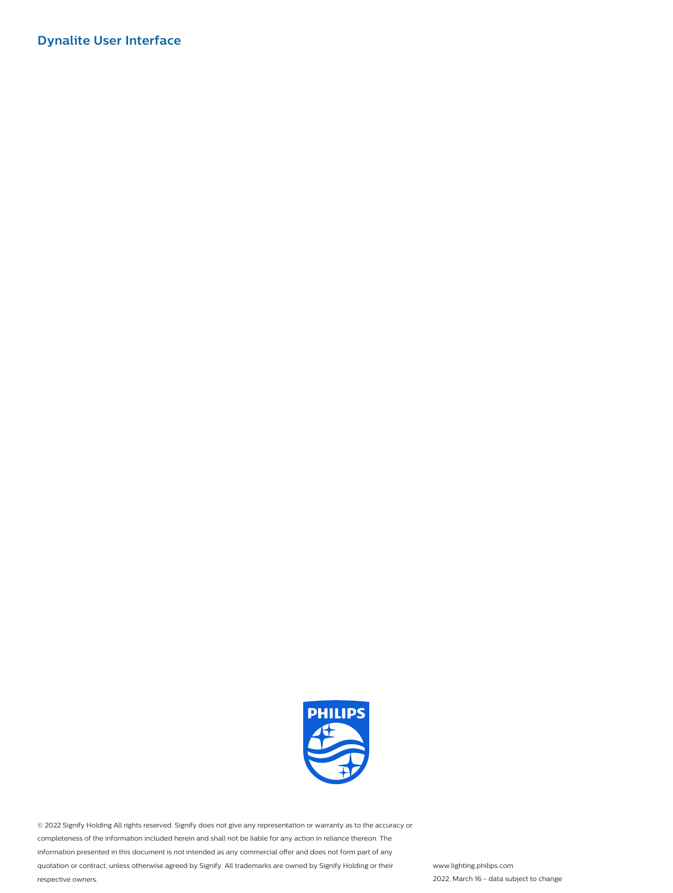© 2022 Signify Holding All rights reserved. Signify does not give any representation or warranty as to the accuracy or completeness of the information included herein and shall not be liable for any action in reliance thereon. The information presented in this document is not intended as any commercial offer and does not form part of any quotation or contract, unless otherwise agreed by Signify. All trademarks are owned by Signify Holding or their respective owners.

www.lighting.philips.com

2022, March 16 - data subject to change